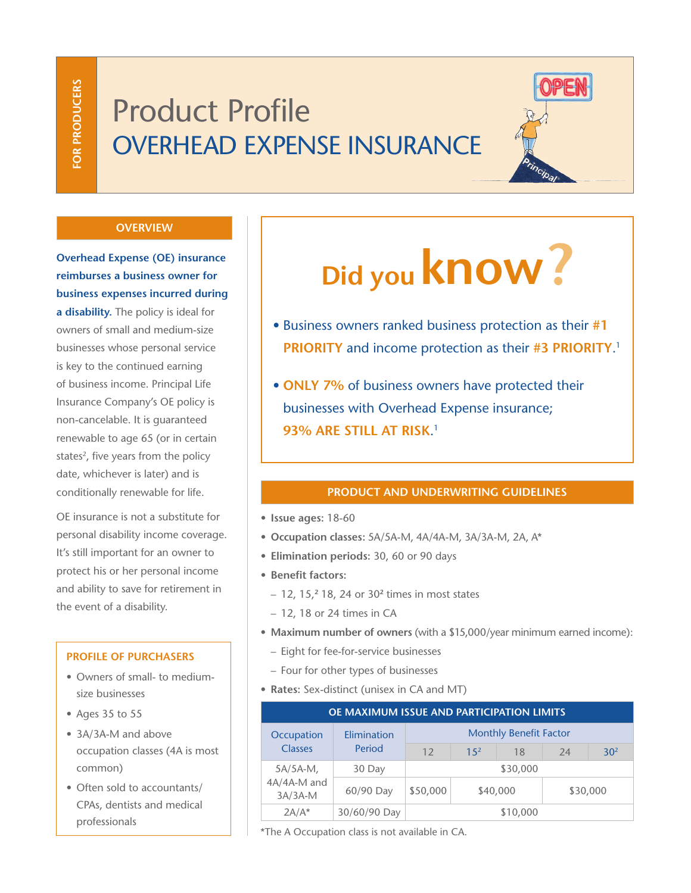FOR PRODUCERS

# Product Profile
# OVERHEAD EXPENSE INSURANCE

## OVERVIEW

**Overhead Expense (OE) insurance reimburses a business owner for business expenses incurred during a disability.** The policy is ideal for owners of small and medium-size businesses whose personal service is key to the continued earning of business income. Principal Life Insurance Company's OE policy is non-cancelable. It is guaranteed renewable to age 65 (or in certain states[2], five years from the policy date, whichever is later) and is conditionally renewable for life.

OE insurance is not a substitute for personal disability income coverage. It's still important for an owner to protect his or her personal income and ability to save for retirement in the event of a disability.

### PROFILE OF PURCHASERS

- Owners of small- to medium-size businesses
- Ages 35 to 55
- 3A/3A-M and above occupation classes (4A is most common)
- Often sold to accountants/ CPAs, dentists and medical professionals

## Did you know?

- Business owners ranked business protection as their **#1 PRIORITY** and income protection as their **#3 PRIORITY**.[1]
- **ONLY 7%** of business owners have protected their businesses with Overhead Expense insurance; **93% ARE STILL AT RISK**.[1]

## PRODUCT AND UNDERWRITING GUIDELINES

- **Issue ages:** 18-60
- **Occupation classes:** 5A/5A-M, 4A/4A-M, 3A/3A-M, 2A, A*
- **Elimination periods:** 30, 60 or 90 days
- **Benefit factors:**
  - 12, 15,[2] 18, 24 or 30[2] times in most states
  - 12, 18 or 24 times in CA
- **Maximum number of owners** (with a $15,000/year minimum earned income):
  - Eight for fee-for-service businesses
  - Four for other types of businesses
- **Rates:** Sex-distinct (unisex in CA and MT)

**OE MAXIMUM ISSUE AND PARTICIPATION LIMITS**

| Occupation Classes | Elimination Period | Monthly Benefit Factor | | | | |
|---|---|---|---|---|---|---|
| | | 12 | 15[2] | 18 | 24 | 30[2] |
| 5A/5A-M, 4A/4A-M and 3A/3A-M | 30 Day | $30,000 | | | | |
| | 60/90 Day | $50,000 | $40,000 | | $30,000 | |
| 2A/A* | 30/60/90 Day | $10,000 | | | | |

*The A Occupation class is not available in CA.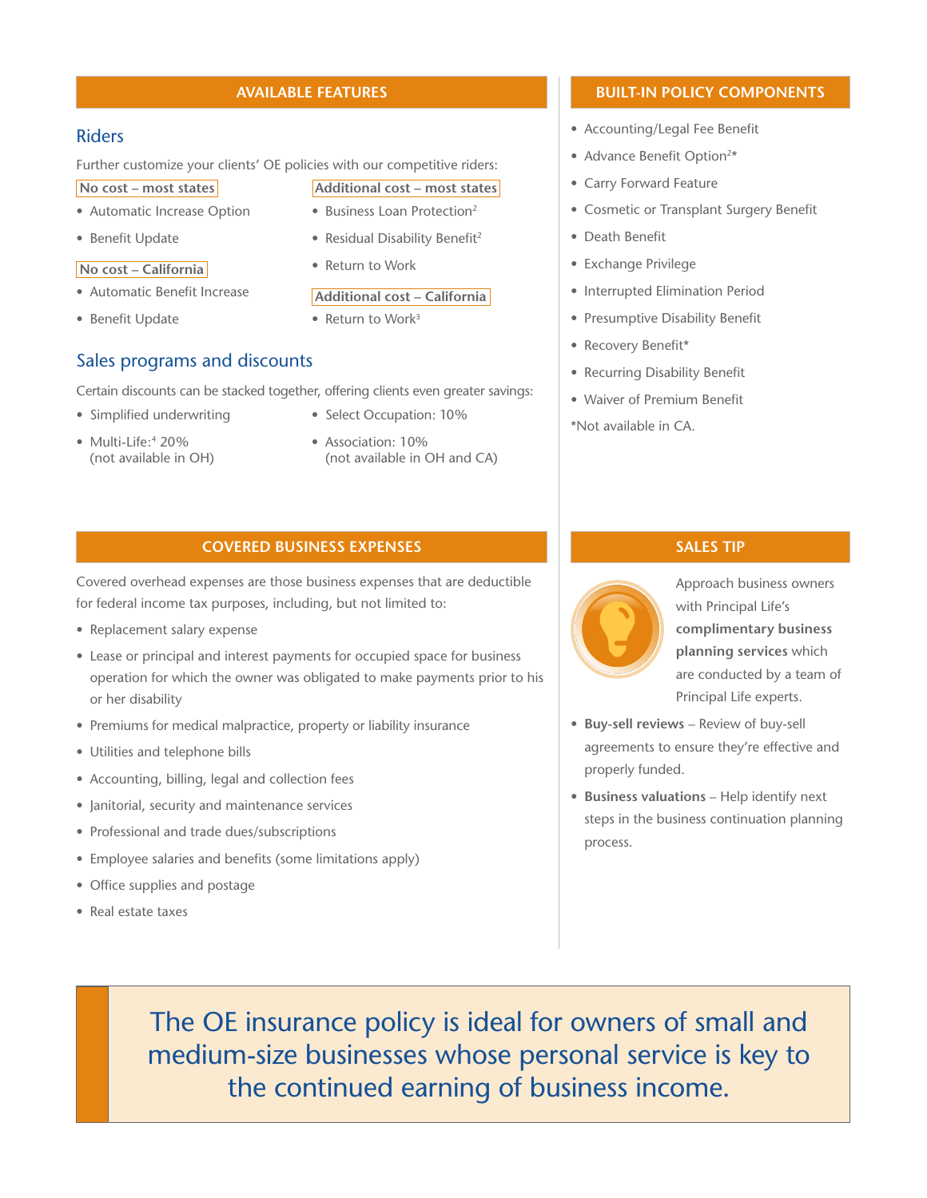## AVAILABLE FEATURES

### Riders

Further customize your clients' OE policies with our competitive riders:

**No cost – most states**

- Automatic Increase Option
- Benefit Update

**No cost – California**

- Automatic Benefit Increase
- Benefit Update

**Additional cost – most states**

- Business Loan Protection[2]
- Residual Disability Benefit[2]
- Return to Work

**Additional cost – California**

- Return to Work[3]

### Sales programs and discounts

Certain discounts can be stacked together, offering clients even greater savings:

- Simplified underwriting
- Multi-Life:[4] 20% (not available in OH)
- Select Occupation: 10%
- Association: 10% (not available in OH and CA)

## BUILT-IN POLICY COMPONENTS

- Accounting/Legal Fee Benefit
- Advance Benefit Option[2]*
- Carry Forward Feature
- Cosmetic or Transplant Surgery Benefit
- Death Benefit
- Exchange Privilege
- Interrupted Elimination Period
- Presumptive Disability Benefit
- Recovery Benefit*
- Recurring Disability Benefit
- Waiver of Premium Benefit

*Not available in CA.

## COVERED BUSINESS EXPENSES

Covered overhead expenses are those business expenses that are deductible for federal income tax purposes, including, but not limited to:

- Replacement salary expense
- Lease or principal and interest payments for occupied space for business operation for which the owner was obligated to make payments prior to his or her disability
- Premiums for medical malpractice, property or liability insurance
- Utilities and telephone bills
- Accounting, billing, legal and collection fees
- Janitorial, security and maintenance services
- Professional and trade dues/subscriptions
- Employee salaries and benefits (some limitations apply)
- Office supplies and postage
- Real estate taxes

## SALES TIP

Approach business owners with Principal Life's **complimentary business planning services** which are conducted by a team of Principal Life experts.

- **Buy-sell reviews** – Review of buy-sell agreements to ensure they're effective and properly funded.
- **Business valuations** – Help identify next steps in the business continuation planning process.

The OE insurance policy is ideal for owners of small and medium-size businesses whose personal service is key to the continued earning of business income.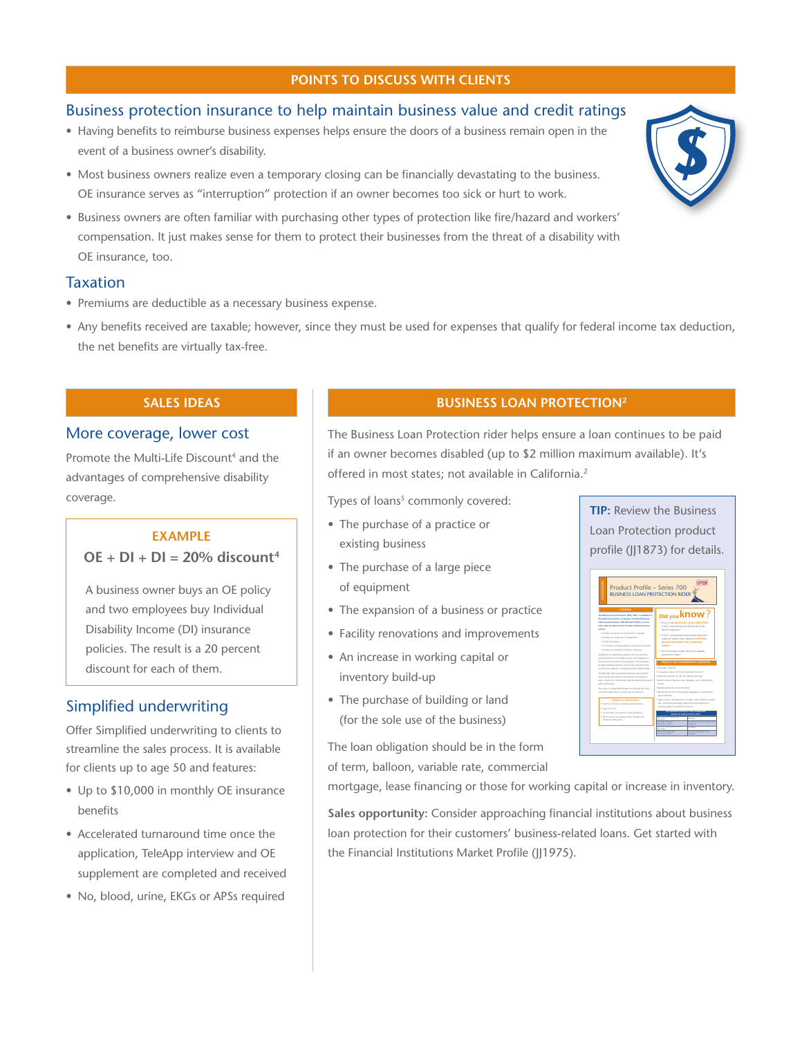## POINTS TO DISCUSS WITH CLIENTS

### Business protection insurance to help maintain business value and credit ratings

- Having benefits to reimburse business expenses helps ensure the doors of a business remain open in the event of a business owner's disability.
- Most business owners realize even a temporary closing can be financially devastating to the business. OE insurance serves as "interruption" protection if an owner becomes too sick or hurt to work.
- Business owners are often familiar with purchasing other types of protection like fire/hazard and workers' compensation. It just makes sense for them to protect their businesses from the threat of a disability with OE insurance, too.

### Taxation

- Premiums are deductible as a necessary business expense.
- Any benefits received are taxable; however, since they must be used for expenses that qualify for federal income tax deduction, the net benefits are virtually tax-free.

## SALES IDEAS

### More coverage, lower cost

Promote the Multi-Life Discount[4] and the advantages of comprehensive disability coverage.

**EXAMPLE**

**OE + DI + DI = 20% discount[4]**

A business owner buys an OE policy and two employees buy Individual Disability Income (DI) insurance policies. The result is a 20 percent discount for each of them.

### Simplified underwriting

Offer Simplified underwriting to clients to streamline the sales process. It is available for clients up to age 50 and features:

- Up to $10,000 in monthly OE insurance benefits
- Accelerated turnaround time once the application, TeleApp interview and OE supplement are completed and received
- No, blood, urine, EKGs or APSs required

## BUSINESS LOAN PROTECTION[2]

The Business Loan Protection rider helps ensure a loan continues to be paid if an owner becomes disabled (up to $2 million maximum available). It's offered in most states; not available in California.[2]

Types of loans[5] commonly covered:

- The purchase of a practice or existing business
- The purchase of a large piece of equipment
- The expansion of a business or practice
- Facility renovations and improvements
- An increase in working capital or inventory build-up
- The purchase of building or land (for the sole use of the business)

The loan obligation should be in the form of term, balloon, variable rate, commercial mortgage, lease financing or those for working capital or increase in inventory.

**TIP:** Review the Business Loan Protection product profile (JJ1873) for details.

**Sales opportunity:** Consider approaching financial institutions about business loan protection for their customers' business-related loans. Get started with the Financial Institutions Market Profile (JJ1975).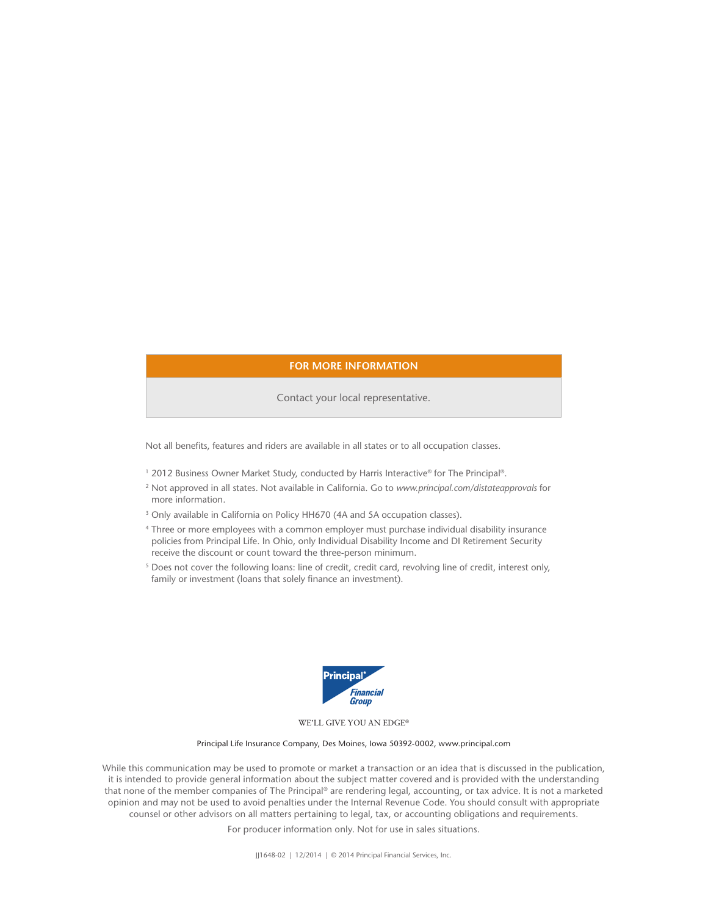## FOR MORE INFORMATION

Contact your local representative.

Not all benefits, features and riders are available in all states or to all occupation classes.

[1] 2012 Business Owner Market Study, conducted by Harris Interactive® for The Principal®.

[2] Not approved in all states. Not available in California. Go to *www.principal.com/distateapprovals* for more information.

[3] Only available in California on Policy HH670 (4A and 5A occupation classes).

[4] Three or more employees with a common employer must purchase individual disability insurance policies from Principal Life. In Ohio, only Individual Disability Income and DI Retirement Security receive the discount or count toward the three-person minimum.

[5] Does not cover the following loans: line of credit, credit card, revolving line of credit, interest only, family or investment (loans that solely finance an investment).

Principal® Financial Group

WE'LL GIVE YOU AN EDGE®

Principal Life Insurance Company, Des Moines, Iowa 50392-0002, www.principal.com

While this communication may be used to promote or market a transaction or an idea that is discussed in the publication, it is intended to provide general information about the subject matter covered and is provided with the understanding that none of the member companies of The Principal® are rendering legal, accounting, or tax advice. It is not a marketed opinion and may not be used to avoid penalties under the Internal Revenue Code. You should consult with appropriate counsel or other advisors on all matters pertaining to legal, tax, or accounting obligations and requirements.

For producer information only. Not for use in sales situations.

JJ1648-02 | 12/2014 | © 2014 Principal Financial Services, Inc.